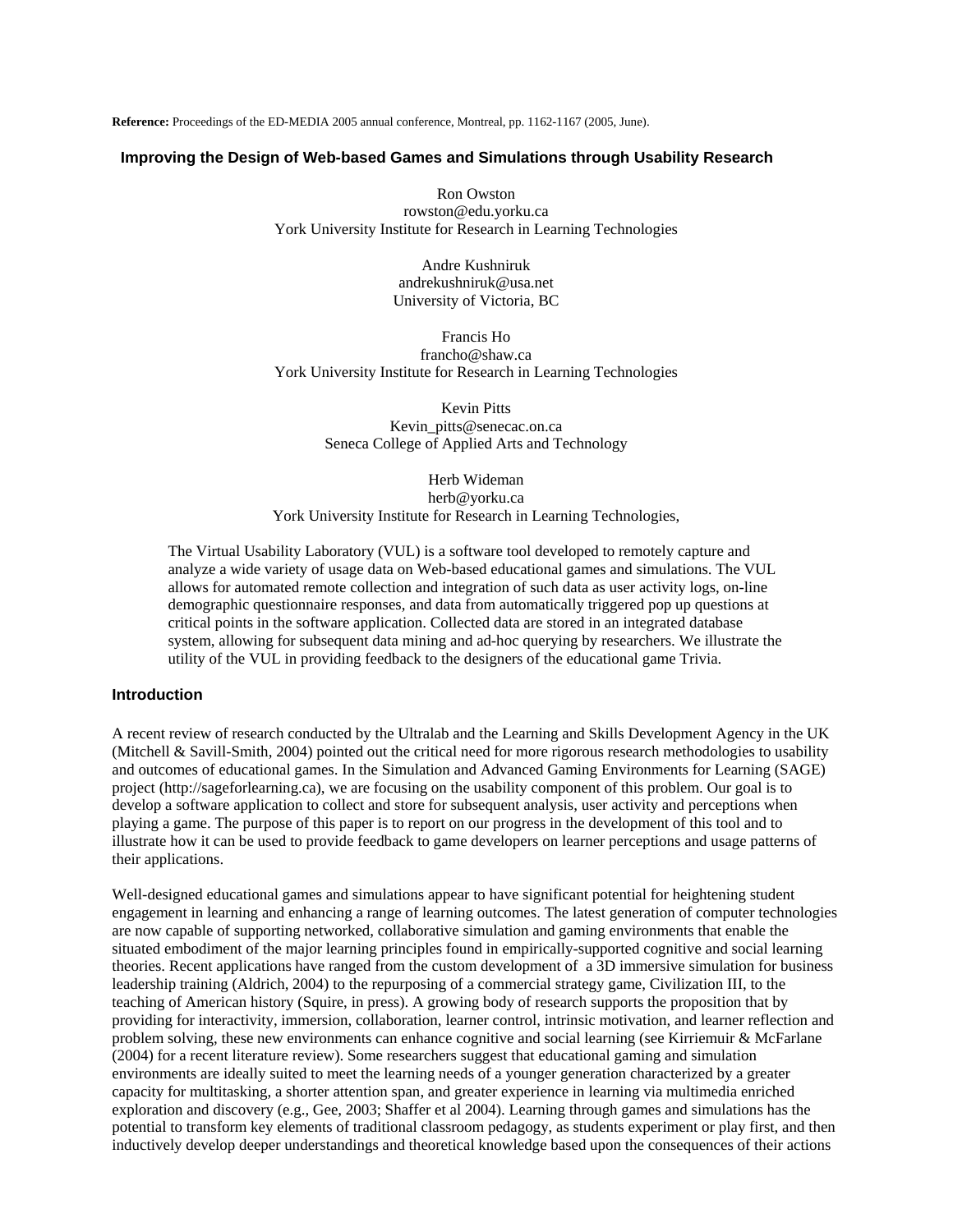**Reference:** Proceedings of the ED-MEDIA 2005 annual conference, Montreal, pp. 1162-1167 (2005, June).

# Improving the Design of Web-based Games and Simulations through Usability Research

Ron Owston  
rowston@edu.yorku.ca  
York University Institute for Research in Learning Technologies

Andre Kushniruk  
andrekushniruk@usa.net  
University of Victoria, BC

Francis Ho  
francho@shaw.ca  
York University Institute for Research in Learning Technologies

Kevin Pitts  
Kevin_pitts@senecac.on.ca  
Seneca College of Applied Arts and Technology

Herb Wideman  
herb@yorku.ca  
York University Institute for Research in Learning Technologies,

The Virtual Usability Laboratory (VUL) is a software tool developed to remotely capture and analyze a wide variety of usage data on Web-based educational games and simulations. The VUL allows for automated remote collection and integration of such data as user activity logs, on-line demographic questionnaire responses, and data from automatically triggered pop up questions at critical points in the software application. Collected data are stored in an integrated database system, allowing for subsequent data mining and ad-hoc querying by researchers. We illustrate the utility of the VUL in providing feedback to the designers of the educational game Trivia.

## Introduction

A recent review of research conducted by the Ultralab and the Learning and Skills Development Agency in the UK (Mitchell & Savill-Smith, 2004) pointed out the critical need for more rigorous research methodologies to usability and outcomes of educational games. In the Simulation and Advanced Gaming Environments for Learning (SAGE) project (http://sageforlearning.ca), we are focusing on the usability component of this problem. Our goal is to develop a software application to collect and store for subsequent analysis, user activity and perceptions when playing a game. The purpose of this paper is to report on our progress in the development of this tool and to illustrate how it can be used to provide feedback to game developers on learner perceptions and usage patterns of their applications.

Well-designed educational games and simulations appear to have significant potential for heightening student engagement in learning and enhancing a range of learning outcomes. The latest generation of computer technologies are now capable of supporting networked, collaborative simulation and gaming environments that enable the situated embodiment of the major learning principles found in empirically-supported cognitive and social learning theories. Recent applications have ranged from the custom development of a 3D immersive simulation for business leadership training (Aldrich, 2004) to the repurposing of a commercial strategy game, Civilization III, to the teaching of American history (Squire, in press). A growing body of research supports the proposition that by providing for interactivity, immersion, collaboration, learner control, intrinsic motivation, and learner reflection and problem solving, these new environments can enhance cognitive and social learning (see Kirriemuir & McFarlane (2004) for a recent literature review). Some researchers suggest that educational gaming and simulation environments are ideally suited to meet the learning needs of a younger generation characterized by a greater capacity for multitasking, a shorter attention span, and greater experience in learning via multimedia enriched exploration and discovery (e.g., Gee, 2003; Shaffer et al 2004). Learning through games and simulations has the potential to transform key elements of traditional classroom pedagogy, as students experiment or play first, and then inductively develop deeper understandings and theoretical knowledge based upon the consequences of their actions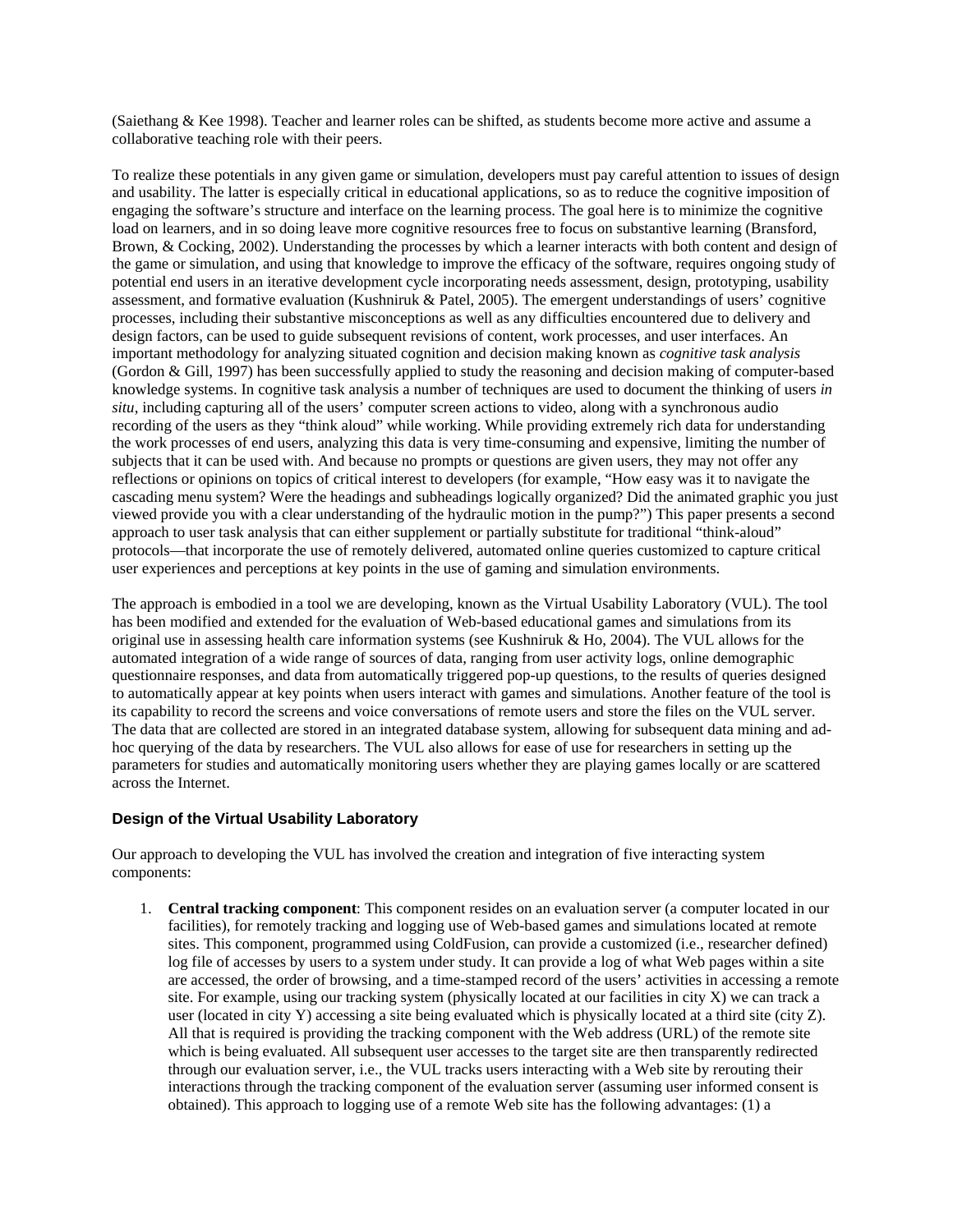(Saiethang & Kee 1998). Teacher and learner roles can be shifted, as students become more active and assume a collaborative teaching role with their peers.

To realize these potentials in any given game or simulation, developers must pay careful attention to issues of design and usability. The latter is especially critical in educational applications, so as to reduce the cognitive imposition of engaging the software's structure and interface on the learning process. The goal here is to minimize the cognitive load on learners, and in so doing leave more cognitive resources free to focus on substantive learning (Bransford, Brown, & Cocking, 2002). Understanding the processes by which a learner interacts with both content and design of the game or simulation, and using that knowledge to improve the efficacy of the software, requires ongoing study of potential end users in an iterative development cycle incorporating needs assessment, design, prototyping, usability assessment, and formative evaluation (Kushniruk & Patel, 2005). The emergent understandings of users' cognitive processes, including their substantive misconceptions as well as any difficulties encountered due to delivery and design factors, can be used to guide subsequent revisions of content, work processes, and user interfaces. An important methodology for analyzing situated cognition and decision making known as *cognitive task analysis* (Gordon & Gill, 1997) has been successfully applied to study the reasoning and decision making of computer-based knowledge systems. In cognitive task analysis a number of techniques are used to document the thinking of users *in situ*, including capturing all of the users' computer screen actions to video, along with a synchronous audio recording of the users as they "think aloud" while working. While providing extremely rich data for understanding the work processes of end users, analyzing this data is very time-consuming and expensive, limiting the number of subjects that it can be used with. And because no prompts or questions are given users, they may not offer any reflections or opinions on topics of critical interest to developers (for example, "How easy was it to navigate the cascading menu system? Were the headings and subheadings logically organized? Did the animated graphic you just viewed provide you with a clear understanding of the hydraulic motion in the pump?") This paper presents a second approach to user task analysis that can either supplement or partially substitute for traditional "think-aloud" protocols—that incorporate the use of remotely delivered, automated online queries customized to capture critical user experiences and perceptions at key points in the use of gaming and simulation environments.

The approach is embodied in a tool we are developing, known as the Virtual Usability Laboratory (VUL). The tool has been modified and extended for the evaluation of Web-based educational games and simulations from its original use in assessing health care information systems (see Kushniruk & Ho, 2004). The VUL allows for the automated integration of a wide range of sources of data, ranging from user activity logs, online demographic questionnaire responses, and data from automatically triggered pop-up questions, to the results of queries designed to automatically appear at key points when users interact with games and simulations. Another feature of the tool is its capability to record the screens and voice conversations of remote users and store the files on the VUL server. The data that are collected are stored in an integrated database system, allowing for subsequent data mining and ad-hoc querying of the data by researchers. The VUL also allows for ease of use for researchers in setting up the parameters for studies and automatically monitoring users whether they are playing games locally or are scattered across the Internet.

### Design of the Virtual Usability Laboratory

Our approach to developing the VUL has involved the creation and integration of five interacting system components:

1. **Central tracking component**: This component resides on an evaluation server (a computer located in our facilities), for remotely tracking and logging use of Web-based games and simulations located at remote sites. This component, programmed using ColdFusion, can provide a customized (i.e., researcher defined) log file of accesses by users to a system under study. It can provide a log of what Web pages within a site are accessed, the order of browsing, and a time-stamped record of the users' activities in accessing a remote site. For example, using our tracking system (physically located at our facilities in city X) we can track a user (located in city Y) accessing a site being evaluated which is physically located at a third site (city Z). All that is required is providing the tracking component with the Web address (URL) of the remote site which is being evaluated. All subsequent user accesses to the target site are then transparently redirected through our evaluation server, i.e., the VUL tracks users interacting with a Web site by rerouting their interactions through the tracking component of the evaluation server (assuming user informed consent is obtained). This approach to logging use of a remote Web site has the following advantages: (1) a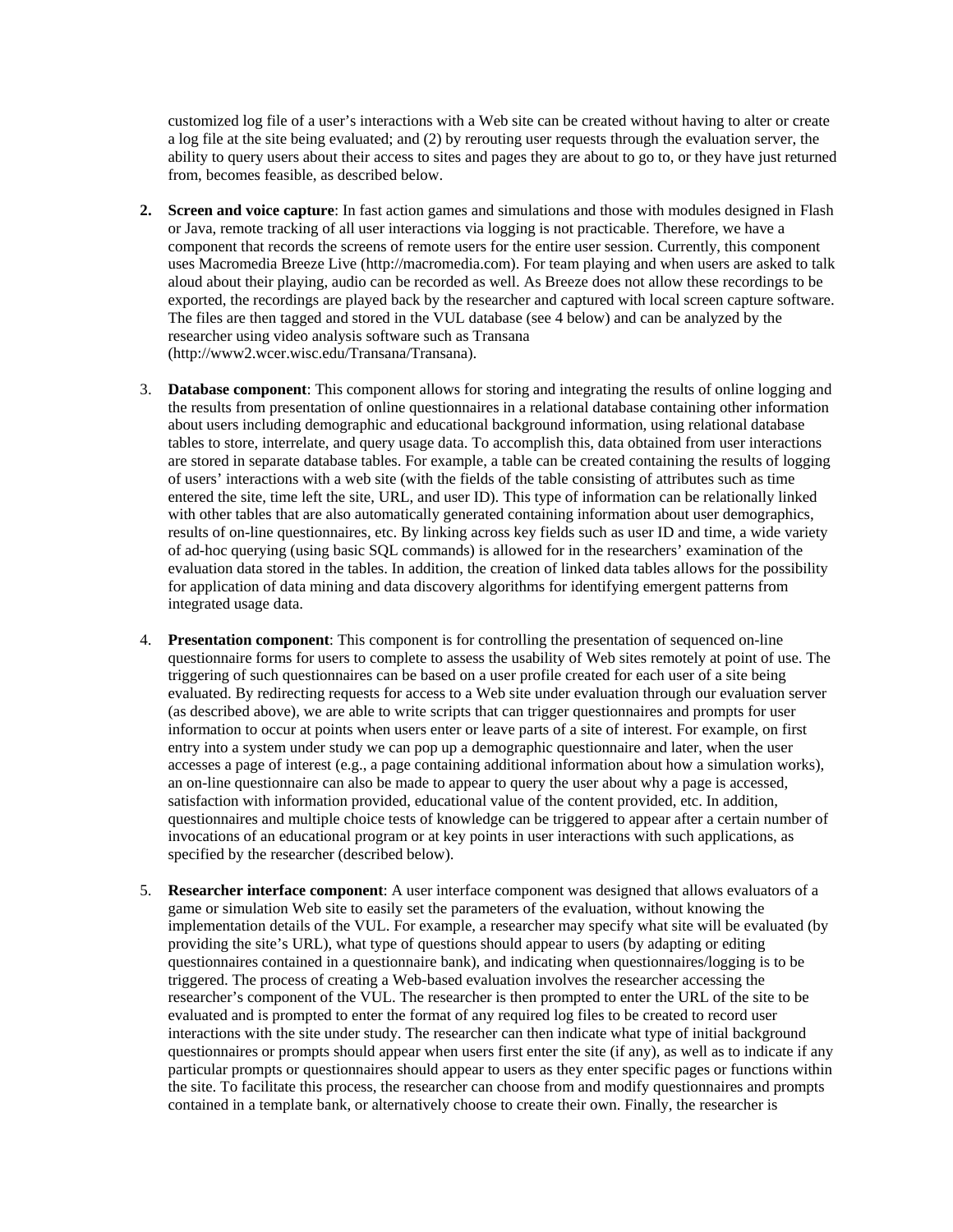customized log file of a user's interactions with a Web site can be created without having to alter or create a log file at the site being evaluated; and (2) by rerouting user requests through the evaluation server, the ability to query users about their access to sites and pages they are about to go to, or they have just returned from, becomes feasible, as described below.

2. **Screen and voice capture**: In fast action games and simulations and those with modules designed in Flash or Java, remote tracking of all user interactions via logging is not practicable. Therefore, we have a component that records the screens of remote users for the entire user session. Currently, this component uses Macromedia Breeze Live (http://macromedia.com). For team playing and when users are asked to talk aloud about their playing, audio can be recorded as well. As Breeze does not allow these recordings to be exported, the recordings are played back by the researcher and captured with local screen capture software. The files are then tagged and stored in the VUL database (see 4 below) and can be analyzed by the researcher using video analysis software such as Transana (http://www2.wcer.wisc.edu/Transana/Transana).

3. **Database component**: This component allows for storing and integrating the results of online logging and the results from presentation of online questionnaires in a relational database containing other information about users including demographic and educational background information, using relational database tables to store, interrelate, and query usage data. To accomplish this, data obtained from user interactions are stored in separate database tables. For example, a table can be created containing the results of logging of users' interactions with a web site (with the fields of the table consisting of attributes such as time entered the site, time left the site, URL, and user ID). This type of information can be relationally linked with other tables that are also automatically generated containing information about user demographics, results of on-line questionnaires, etc. By linking across key fields such as user ID and time, a wide variety of ad-hoc querying (using basic SQL commands) is allowed for in the researchers' examination of the evaluation data stored in the tables. In addition, the creation of linked data tables allows for the possibility for application of data mining and data discovery algorithms for identifying emergent patterns from integrated usage data.

4. **Presentation component**: This component is for controlling the presentation of sequenced on-line questionnaire forms for users to complete to assess the usability of Web sites remotely at point of use. The triggering of such questionnaires can be based on a user profile created for each user of a site being evaluated. By redirecting requests for access to a Web site under evaluation through our evaluation server (as described above), we are able to write scripts that can trigger questionnaires and prompts for user information to occur at points when users enter or leave parts of a site of interest. For example, on first entry into a system under study we can pop up a demographic questionnaire and later, when the user accesses a page of interest (e.g., a page containing additional information about how a simulation works), an on-line questionnaire can also be made to appear to query the user about why a page is accessed, satisfaction with information provided, educational value of the content provided, etc. In addition, questionnaires and multiple choice tests of knowledge can be triggered to appear after a certain number of invocations of an educational program or at key points in user interactions with such applications, as specified by the researcher (described below).

5. **Researcher interface component**: A user interface component was designed that allows evaluators of a game or simulation Web site to easily set the parameters of the evaluation, without knowing the implementation details of the VUL. For example, a researcher may specify what site will be evaluated (by providing the site's URL), what type of questions should appear to users (by adapting or editing questionnaires contained in a questionnaire bank), and indicating when questionnaires/logging is to be triggered. The process of creating a Web-based evaluation involves the researcher accessing the researcher's component of the VUL. The researcher is then prompted to enter the URL of the site to be evaluated and is prompted to enter the format of any required log files to be created to record user interactions with the site under study. The researcher can then indicate what type of initial background questionnaires or prompts should appear when users first enter the site (if any), as well as to indicate if any particular prompts or questionnaires should appear to users as they enter specific pages or functions within the site. To facilitate this process, the researcher can choose from and modify questionnaires and prompts contained in a template bank, or alternatively choose to create their own. Finally, the researcher is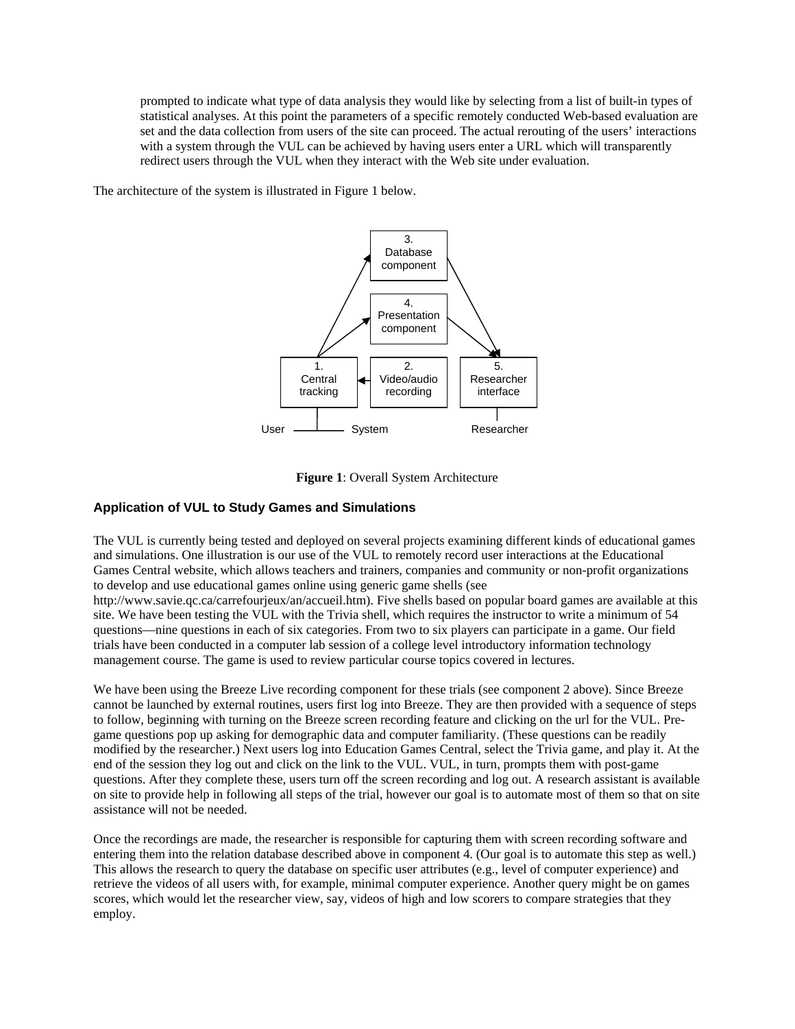prompted to indicate what type of data analysis they would like by selecting from a list of built-in types of statistical analyses. At this point the parameters of a specific remotely conducted Web-based evaluation are set and the data collection from users of the site can proceed. The actual rerouting of the users' interactions with a system through the VUL can be achieved by having users enter a URL which will transparently redirect users through the VUL when they interact with the Web site under evaluation.

The architecture of the system is illustrated in Figure 1 below.

3. Database component

4. Presentation component

1. Central tracking

2. Video/audio recording

5. Researcher interface

User System Researcher

**Figure 1**: Overall System Architecture

## Application of VUL to Study Games and Simulations

The VUL is currently being tested and deployed on several projects examining different kinds of educational games and simulations. One illustration is our use of the VUL to remotely record user interactions at the Educational Games Central website, which allows teachers and trainers, companies and community or non-profit organizations to develop and use educational games online using generic game shells (see http://www.savie.qc.ca/carrefourjeux/an/accueil.htm). Five shells based on popular board games are available at this site. We have been testing the VUL with the Trivia shell, which requires the instructor to write a minimum of 54 questions—nine questions in each of six categories. From two to six players can participate in a game. Our field trials have been conducted in a computer lab session of a college level introductory information technology management course. The game is used to review particular course topics covered in lectures.

We have been using the Breeze Live recording component for these trials (see component 2 above). Since Breeze cannot be launched by external routines, users first log into Breeze. They are then provided with a sequence of steps to follow, beginning with turning on the Breeze screen recording feature and clicking on the url for the VUL. Pre-game questions pop up asking for demographic data and computer familiarity. (These questions can be readily modified by the researcher.) Next users log into Education Games Central, select the Trivia game, and play it. At the end of the session they log out and click on the link to the VUL. VUL, in turn, prompts them with post-game questions. After they complete these, users turn off the screen recording and log out. A research assistant is available on site to provide help in following all steps of the trial, however our goal is to automate most of them so that on site assistance will not be needed.

Once the recordings are made, the researcher is responsible for capturing them with screen recording software and entering them into the relation database described above in component 4. (Our goal is to automate this step as well.) This allows the research to query the database on specific user attributes (e.g., level of computer experience) and retrieve the videos of all users with, for example, minimal computer experience. Another query might be on games scores, which would let the researcher view, say, videos of high and low scorers to compare strategies that they employ.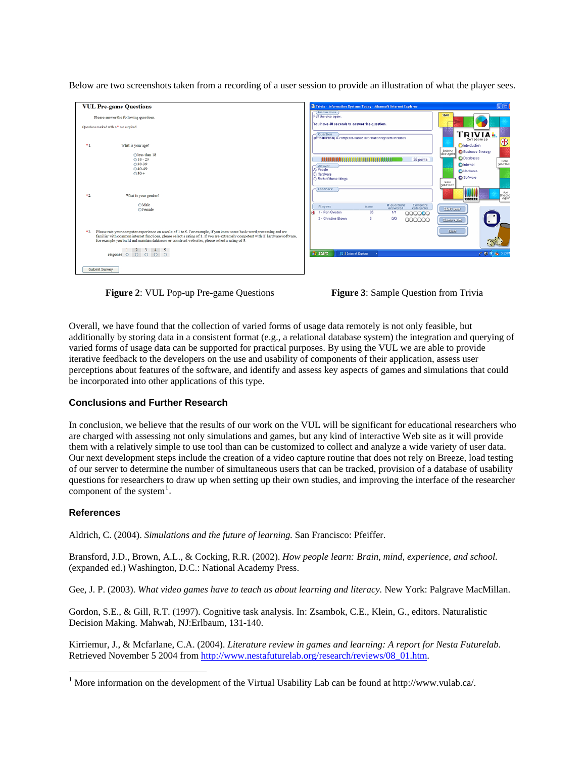Below are two screenshots taken from a recording of a user session to provide an illustration of what the player sees.

**Figure 2**: VUL Pop-up Pre-game Questions

**Figure 3**: Sample Question from Trivia

Overall, we have found that the collection of varied forms of usage data remotely is not only feasible, but additionally by storing data in a consistent format (e.g., a relational database system) the integration and querying of varied forms of usage data can be supported for practical purposes. By using the VUL we are able to provide iterative feedback to the developers on the use and usability of components of their application, assess user perceptions about features of the software, and identify and assess key aspects of games and simulations that could be incorporated into other applications of this type.

## Conclusions and Further Research

In conclusion, we believe that the results of our work on the VUL will be significant for educational researchers who are charged with assessing not only simulations and games, but any kind of interactive Web site as it will provide them with a relatively simple to use tool than can be customized to collect and analyze a wide variety of user data. Our next development steps include the creation of a video capture routine that does not rely on Breeze, load testing of our server to determine the number of simultaneous users that can be tracked, provision of a database of usability questions for researchers to draw up when setting up their own studies, and improving the interface of the researcher component of the system[1].

## References

Aldrich, C. (2004). *Simulations and the future of learning.* San Francisco: Pfeiffer.

Bransford, J.D., Brown, A.L., & Cocking, R.R. (2002). *How people learn: Brain, mind, experience, and school.* (expanded ed.) Washington, D.C.: National Academy Press.

Gee, J. P. (2003). *What video games have to teach us about learning and literacy.* New York: Palgrave MacMillan.

Gordon, S.E., & Gill, R.T. (1997). Cognitive task analysis. In: Zsambok, C.E., Klein, G., editors. Naturalistic Decision Making. Mahwah, NJ:Erlbaum, 131-140.

Kirriemur, J., & Mcfarlane, C.A. (2004). *Literature review in games and learning: A report for Nesta Futurelab.* Retrieved November 5 2004 from http://www.nestafuturelab.org/research/reviews/08_01.htm.

[1] More information on the development of the Virtual Usability Lab can be found at http://www.vulab.ca/.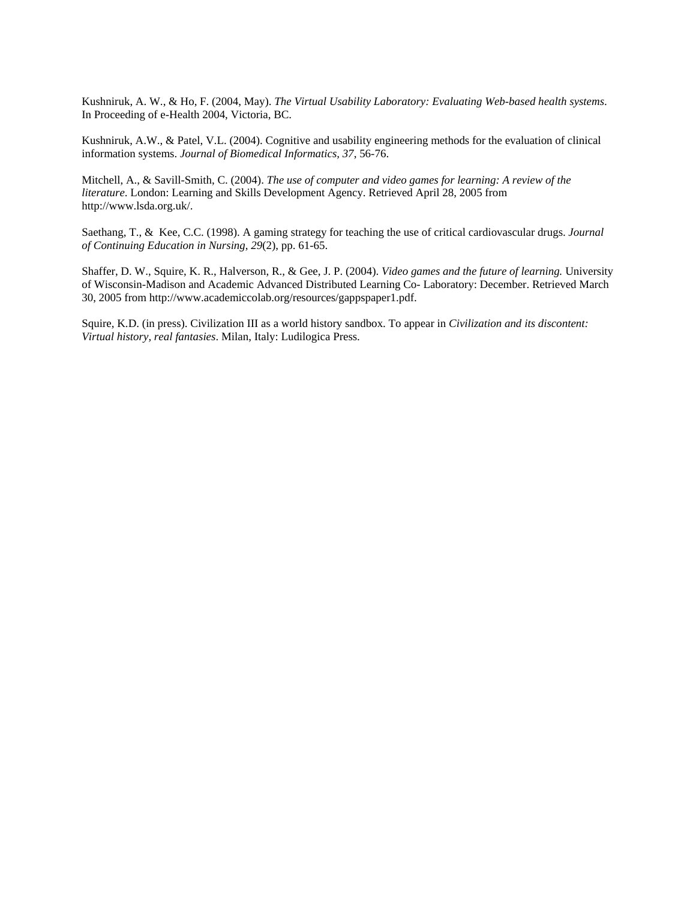Kushniruk, A. W., & Ho, F. (2004, May). *The Virtual Usability Laboratory: Evaluating Web-based health systems*. In Proceeding of e-Health 2004, Victoria, BC.

Kushniruk, A.W., & Patel, V.L. (2004). Cognitive and usability engineering methods for the evaluation of clinical information systems. *Journal of Biomedical Informatics, 37*, 56-76.

Mitchell, A., & Savill-Smith, C. (2004). *The use of computer and video games for learning: A review of the literature*. London: Learning and Skills Development Agency. Retrieved April 28, 2005 from http://www.lsda.org.uk/.

Saethang, T., & Kee, C.C. (1998). A gaming strategy for teaching the use of critical cardiovascular drugs. *Journal of Continuing Education in Nursing*, *29*(2), pp. 61-65.

Shaffer, D. W., Squire, K. R., Halverson, R., & Gee, J. P. (2004). *Video games and the future of learning.* University of Wisconsin-Madison and Academic Advanced Distributed Learning Co- Laboratory: December. Retrieved March 30, 2005 from http://www.academiccolab.org/resources/gappspaper1.pdf.

Squire, K.D. (in press). Civilization III as a world history sandbox. To appear in *Civilization and its discontent: Virtual history, real fantasies*. Milan, Italy: Ludilogica Press.